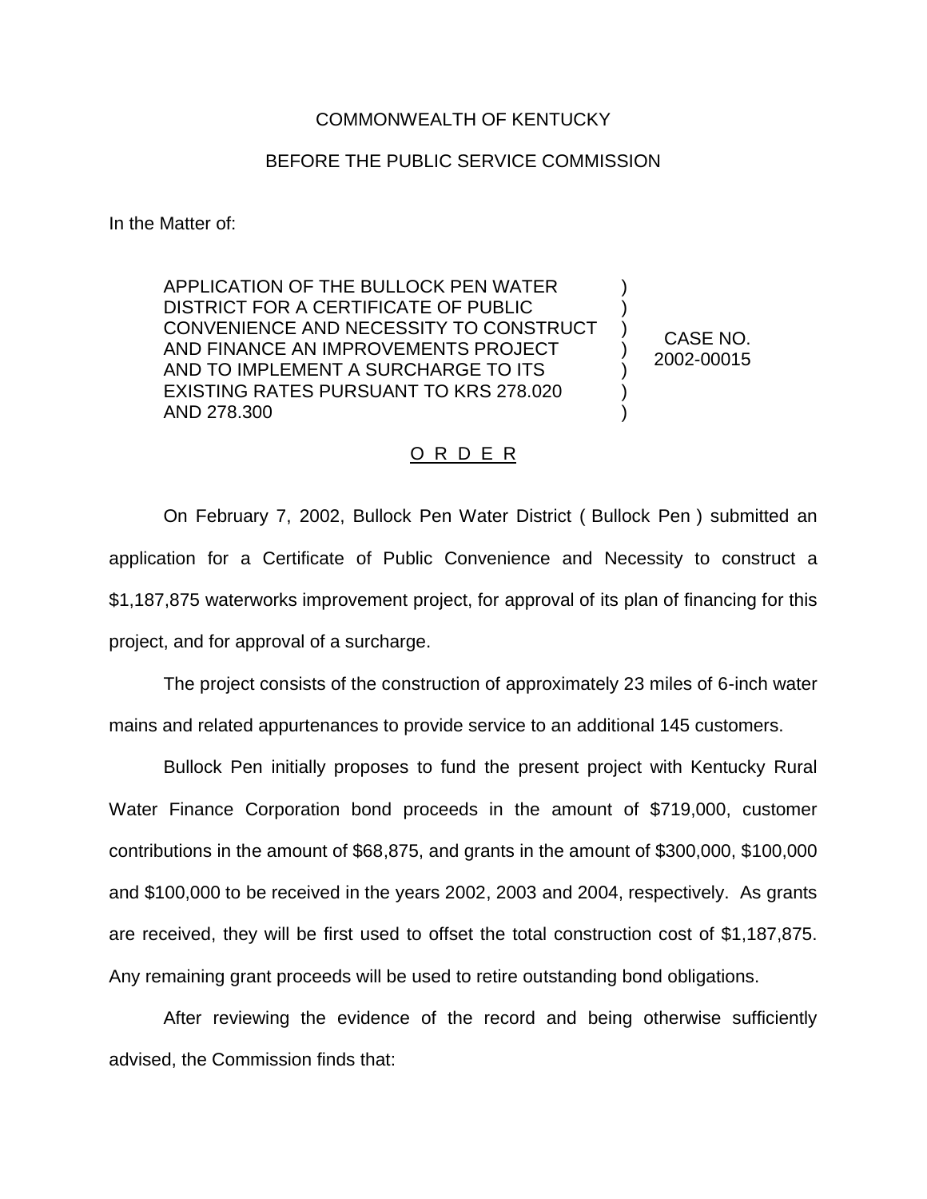COMMONWEALTH OF KENTUCKY

BEFORE THE PUBLIC SERVICE COMMISSION

In the Matter of:

| | | |
|---|---|---|
| APPLICATION OF THE BULLOCK PEN WATER DISTRICT FOR A CERTIFICATE OF PUBLIC CONVENIENCE AND NECESSITY TO CONSTRUCT AND FINANCE AN IMPROVEMENTS PROJECT AND TO IMPLEMENT A SURCHARGE TO ITS EXISTING RATES PURSUANT TO KRS 278.020 AND 278.300 | ) ) ) ) ) ) ) | CASE NO. 2002-00015 |

O R D E R

On February 7, 2002, Bullock Pen Water District ( Bullock Pen ) submitted an application for a Certificate of Public Convenience and Necessity to construct a $1,187,875 waterworks improvement project, for approval of its plan of financing for this project, and for approval of a surcharge.

The project consists of the construction of approximately 23 miles of 6-inch water mains and related appurtenances to provide service to an additional 145 customers.

Bullock Pen initially proposes to fund the present project with Kentucky Rural Water Finance Corporation bond proceeds in the amount of $719,000, customer contributions in the amount of $68,875, and grants in the amount of $300,000, $100,000 and $100,000 to be received in the years 2002, 2003 and 2004, respectively. As grants are received, they will be first used to offset the total construction cost of $1,187,875. Any remaining grant proceeds will be used to retire outstanding bond obligations.

After reviewing the evidence of the record and being otherwise sufficiently advised, the Commission finds that: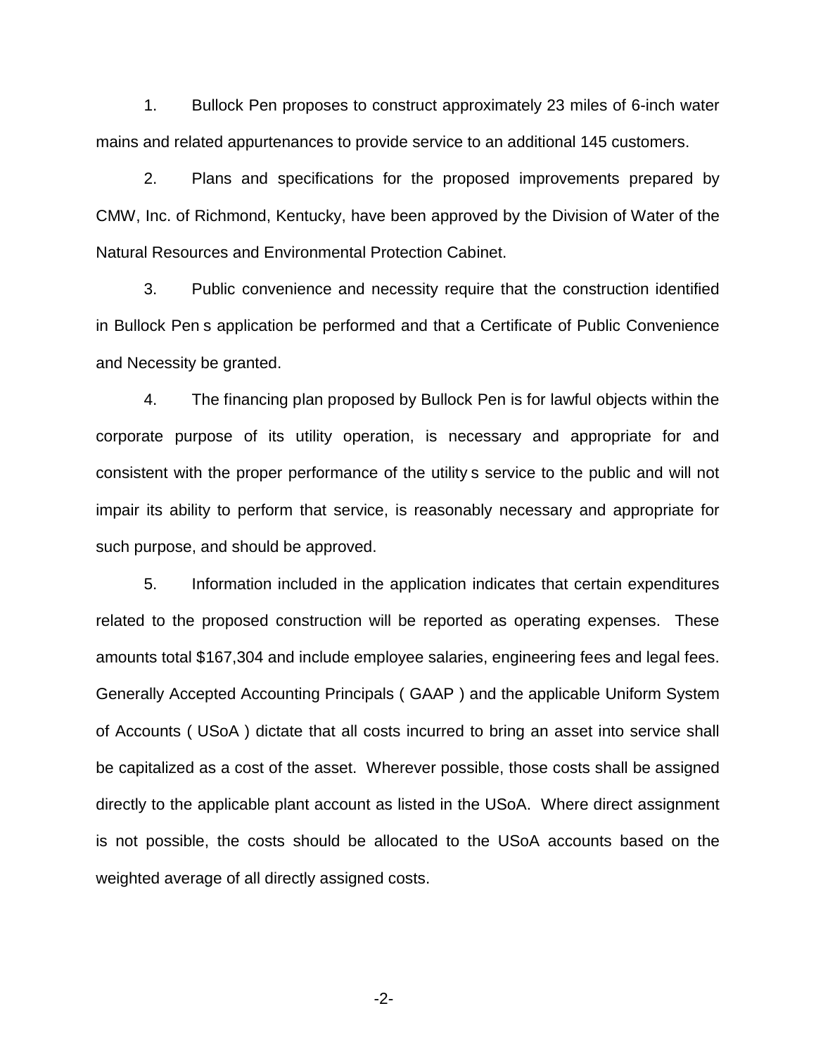1. Bullock Pen proposes to construct approximately 23 miles of 6-inch water mains and related appurtenances to provide service to an additional 145 customers.

2. Plans and specifications for the proposed improvements prepared by CMW, Inc. of Richmond, Kentucky, have been approved by the Division of Water of the Natural Resources and Environmental Protection Cabinet.

3. Public convenience and necessity require that the construction identified in Bullock Pen s application be performed and that a Certificate of Public Convenience and Necessity be granted.

4. The financing plan proposed by Bullock Pen is for lawful objects within the corporate purpose of its utility operation, is necessary and appropriate for and consistent with the proper performance of the utility s service to the public and will not impair its ability to perform that service, is reasonably necessary and appropriate for such purpose, and should be approved.

5. Information included in the application indicates that certain expenditures related to the proposed construction will be reported as operating expenses. These amounts total $167,304 and include employee salaries, engineering fees and legal fees. Generally Accepted Accounting Principals ( GAAP ) and the applicable Uniform System of Accounts ( USoA ) dictate that all costs incurred to bring an asset into service shall be capitalized as a cost of the asset. Wherever possible, those costs shall be assigned directly to the applicable plant account as listed in the USoA. Where direct assignment is not possible, the costs should be allocated to the USoA accounts based on the weighted average of all directly assigned costs.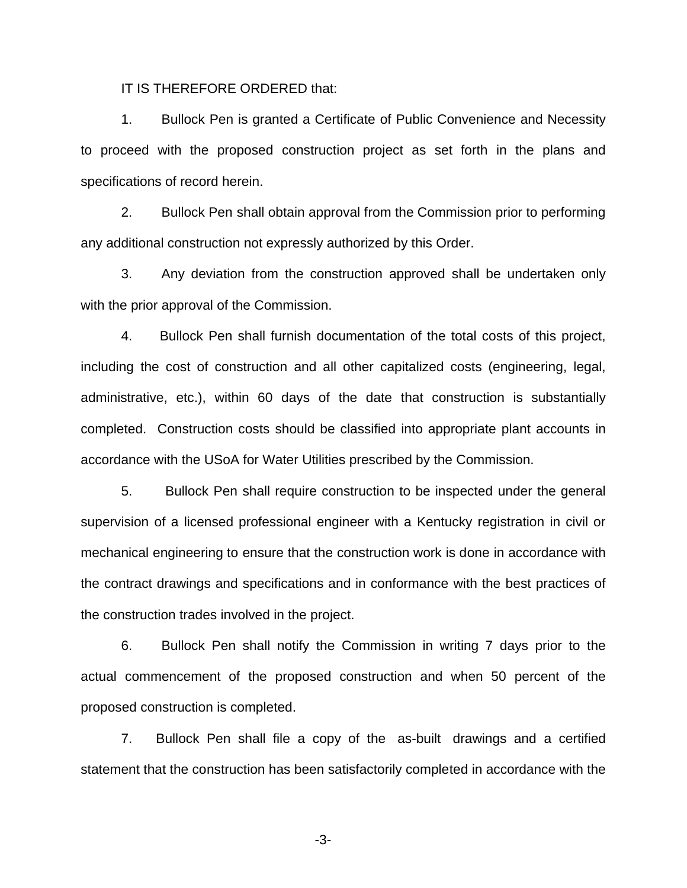IT IS THEREFORE ORDERED that:

1. Bullock Pen is granted a Certificate of Public Convenience and Necessity to proceed with the proposed construction project as set forth in the plans and specifications of record herein.

2. Bullock Pen shall obtain approval from the Commission prior to performing any additional construction not expressly authorized by this Order.

3. Any deviation from the construction approved shall be undertaken only with the prior approval of the Commission.

4. Bullock Pen shall furnish documentation of the total costs of this project, including the cost of construction and all other capitalized costs (engineering, legal, administrative, etc.), within 60 days of the date that construction is substantially completed. Construction costs should be classified into appropriate plant accounts in accordance with the USoA for Water Utilities prescribed by the Commission.

5. Bullock Pen shall require construction to be inspected under the general supervision of a licensed professional engineer with a Kentucky registration in civil or mechanical engineering to ensure that the construction work is done in accordance with the contract drawings and specifications and in conformance with the best practices of the construction trades involved in the project.

6. Bullock Pen shall notify the Commission in writing 7 days prior to the actual commencement of the proposed construction and when 50 percent of the proposed construction is completed.

7. Bullock Pen shall file a copy of the as-built drawings and a certified statement that the construction has been satisfactorily completed in accordance with the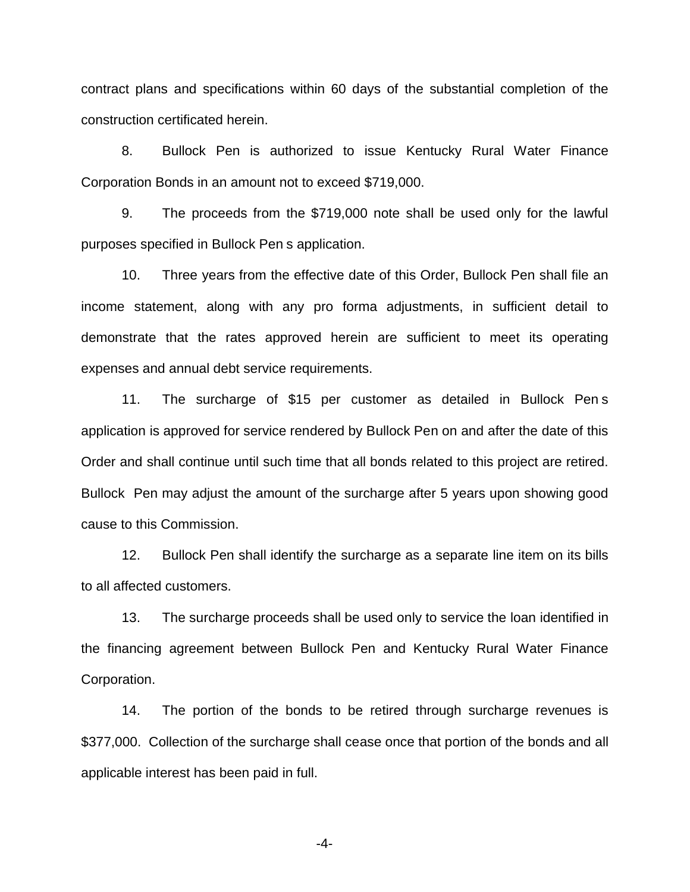contract plans and specifications within 60 days of the substantial completion of the construction certificated herein.

8. Bullock Pen is authorized to issue Kentucky Rural Water Finance Corporation Bonds in an amount not to exceed $719,000.

9. The proceeds from the $719,000 note shall be used only for the lawful purposes specified in Bullock Pen s application.

10. Three years from the effective date of this Order, Bullock Pen shall file an income statement, along with any pro forma adjustments, in sufficient detail to demonstrate that the rates approved herein are sufficient to meet its operating expenses and annual debt service requirements.

11. The surcharge of $15 per customer as detailed in Bullock Pen s application is approved for service rendered by Bullock Pen on and after the date of this Order and shall continue until such time that all bonds related to this project are retired. Bullock Pen may adjust the amount of the surcharge after 5 years upon showing good cause to this Commission.

12. Bullock Pen shall identify the surcharge as a separate line item on its bills to all affected customers.

13. The surcharge proceeds shall be used only to service the loan identified in the financing agreement between Bullock Pen and Kentucky Rural Water Finance Corporation.

14. The portion of the bonds to be retired through surcharge revenues is $377,000. Collection of the surcharge shall cease once that portion of the bonds and all applicable interest has been paid in full.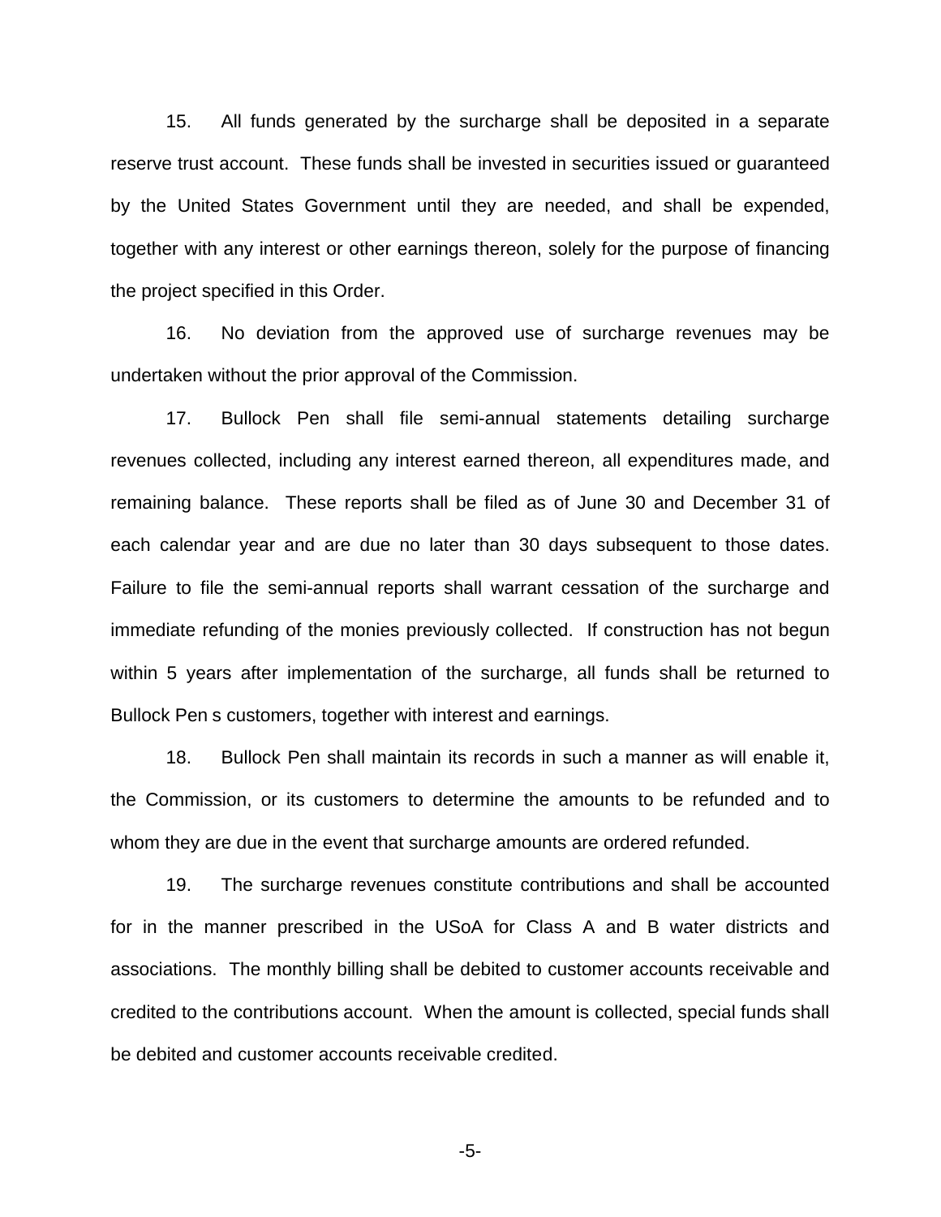15. All funds generated by the surcharge shall be deposited in a separate reserve trust account. These funds shall be invested in securities issued or guaranteed by the United States Government until they are needed, and shall be expended, together with any interest or other earnings thereon, solely for the purpose of financing the project specified in this Order.

16. No deviation from the approved use of surcharge revenues may be undertaken without the prior approval of the Commission.

17. Bullock Pen shall file semi-annual statements detailing surcharge revenues collected, including any interest earned thereon, all expenditures made, and remaining balance. These reports shall be filed as of June 30 and December 31 of each calendar year and are due no later than 30 days subsequent to those dates. Failure to file the semi-annual reports shall warrant cessation of the surcharge and immediate refunding of the monies previously collected. If construction has not begun within 5 years after implementation of the surcharge, all funds shall be returned to Bullock Pen s customers, together with interest and earnings.

18. Bullock Pen shall maintain its records in such a manner as will enable it, the Commission, or its customers to determine the amounts to be refunded and to whom they are due in the event that surcharge amounts are ordered refunded.

19. The surcharge revenues constitute contributions and shall be accounted for in the manner prescribed in the USoA for Class A and B water districts and associations. The monthly billing shall be debited to customer accounts receivable and credited to the contributions account. When the amount is collected, special funds shall be debited and customer accounts receivable credited.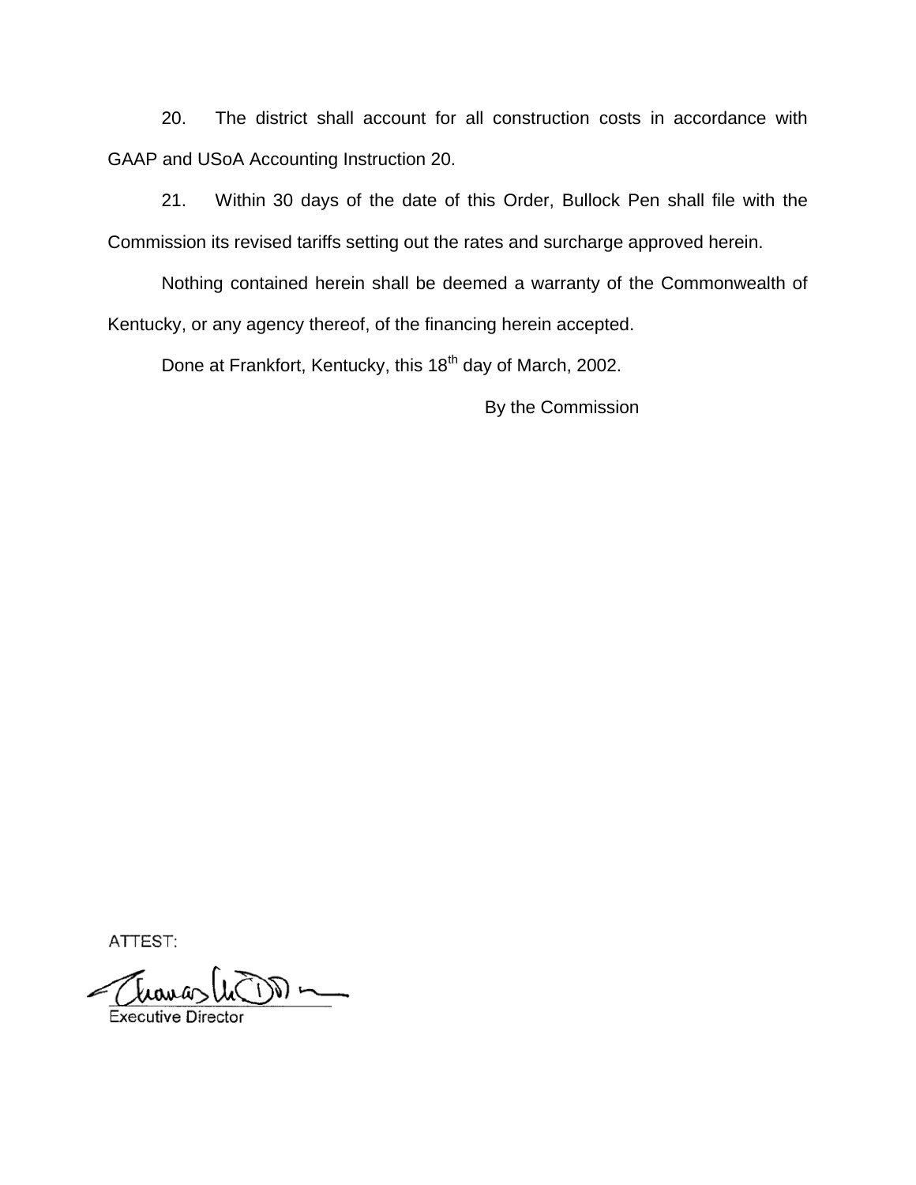20. The district shall account for all construction costs in accordance with GAAP and USoA Accounting Instruction 20.

21. Within 30 days of the date of this Order, Bullock Pen shall file with the Commission its revised tariffs setting out the rates and surcharge approved herein.

Nothing contained herein shall be deemed a warranty of the Commonwealth of Kentucky, or any agency thereof, of the financing herein accepted.

Done at Frankfort, Kentucky, this 18th day of March, 2002.

By the Commission

ATTEST:

Executive Director